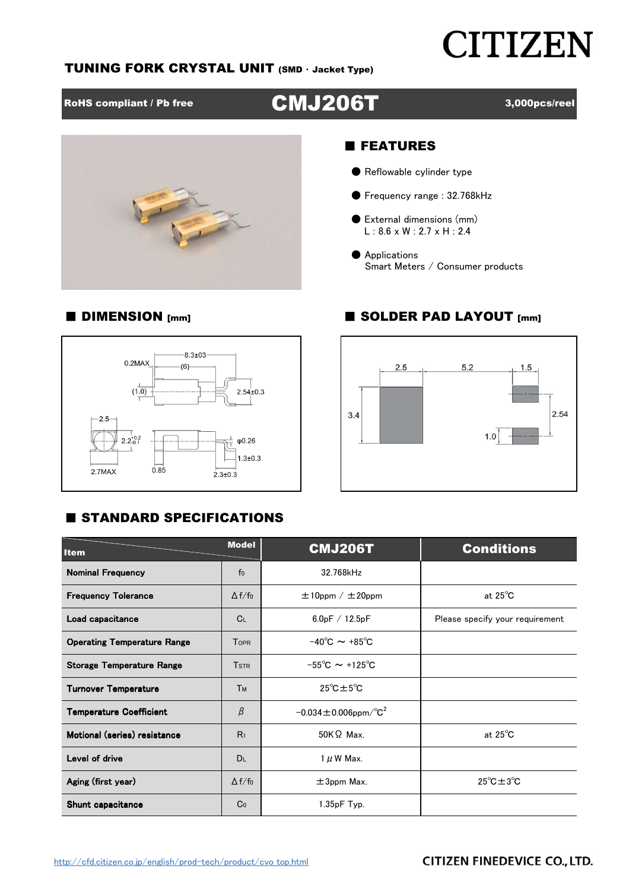# CITIZEN

## TUNING FORK CRYSTAL UNIT (SMD · Jacket Type)

RoHS compliant / Pb free **CMJ206T** 3,000pcs/reel

## ■ FEATURES

- Reflowable cylinder type
- Frequency range : 32.768kHz
- External dimensions (mm)
  L : 8.6 x W : 2.7 x H : 2.4
- Applications
  Smart Meters / Consumer products

## ■ DIMENSION [mm]

8.3±03, 0.2MAX, (6), (1.0), 2.54±0.3, 2.5, $2.2^{+0.2}_{-0.1}$, φ0.26, 1.3±0.3, 2.7MAX, 0.85, 2.3±0.3

## ■ SOLDER PAD LAYOUT [mm]

2.5, 5.2, 1.5, 3.4, 2.54, 1.0

## ■ STANDARD SPECIFICATIONS

| Item | | CMJ206T | Conditions |
|---|---|---|---|
| Nominal Frequency | $f_0$ | 32.768kHz | |
| Frequency Tolerance | $\Delta f/f_0$ | ±10ppm / ±20ppm | at 25℃ |
| Load capacitance | $C_L$ | 6.0pF / 12.5pF | Please specify your requirement |
| Operating Temperature Range | $T_{OPR}$ | −40℃ ～ +85℃ | |
| Storage Temperature Range | $T_{STR}$ | −55℃ ～ +125℃ | |
| Turnover Temperature | $T_M$ | 25℃±5℃ | |
| Temperature Coefficient | $\beta$ | −0.034±0.006ppm/$℃^2$ | |
| Motional (series) resistance | $R_1$ | 50KΩ Max. | at 25℃ |
| Level of drive | $D_L$ | 1 μW Max. | |
| Aging (first year) | $\Delta f/f_0$ | ±3ppm Max. | 25℃±3℃ |
| Shunt capacitance | $C_0$ | 1.35pF Typ. | |

http://cfd.citizen.co.jp/english/prod-tech/product/cvo_top.html

CITIZEN FINEDEVICE CO., LTD.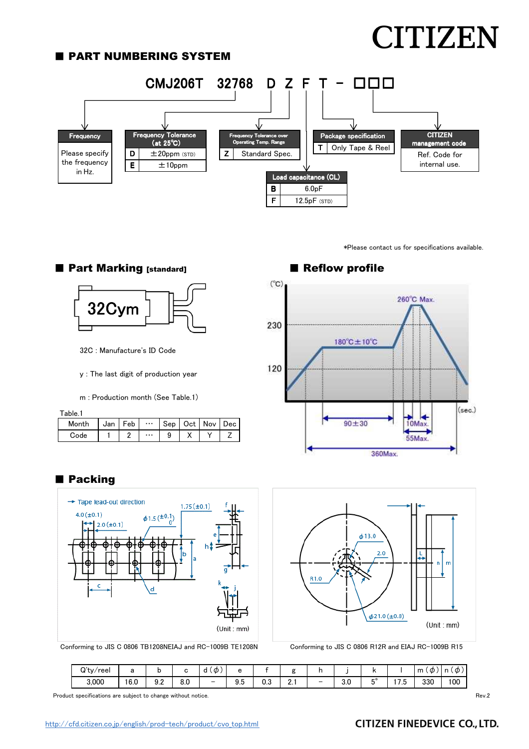CITIZEN

## ■ PART NUMBERING SYSTEM

CMJ206T 32768 D Z F T - □□□

**Frequency**

Please specify the frequency in Hz.

**Frequency Tolerance (at 25℃)**

| | |
|---|---|
| D | ±20ppm (STD) |
| E | ±10ppm |

**Frequency Tolerance over Operating Temp. Range**

| | |
|---|---|
| Z | Standard Spec. |

**Load capacitance (CL)**

| | |
|---|---|
| B | 6.0pF |
| F | 12.5pF (STD) |

**Package specification**

| | |
|---|---|
| T | Only Tape & Reel |

**CITIZEN management code**

Ref. Code for internal use.

*Please contact us for specifications available.

## ■ Part Marking [standard]

32Cym

32C : Manufacture's ID Code

y : The last digit of production year

m : Production month (See Table.1)

Table.1

| Month | Jan | Feb | ··· | Sep | Oct | Nov | Dec |
|---|---|---|---|---|---|---|---|
| Code | 1 | 2 | ··· | 9 | X | Y | Z |

## ■ Reflow profile

(℃)
260℃ Max.
230
180℃±10℃
120
(sec.)
90±30
10Max.
55Max.
360Max.

## ■ Packing

Tape lead-out direction
4.0(±0.1)
2.0(±0.1)
φ1.5(+0.1/0)
1.75(±0.1)
f
e
h
b
a
g
c
d
k
j
(Unit : mm)

Conforming to JIS C 0806 TB1208NEIAJ and RC-1009B TE1208N

φ13.0
2.0
R1.0
φ21.0(±0.8)
L
n
m
(Unit : mm)

Conforming to JIS C 0806 R12R and EIAJ RC-1009B R15

| Q'ty/reel | a | b | c | d (φ) | e | f | g | h | j | k | l | m (φ) | n (φ) |
|---|---|---|---|---|---|---|---|---|---|---|---|---|---|
| 3,000 | 16.0 | 9.2 | 8.0 | − | 9.5 | 0.3 | 2.1 | − | 3.0 | 5° | 17.5 | 330 | 100 |

Product specifications are subject to change without notice.

Rev.2

http://cfd.citizen.co.jp/english/prod-tech/product/cvo_top.html

CITIZEN FINEDEVICE CO., LTD.